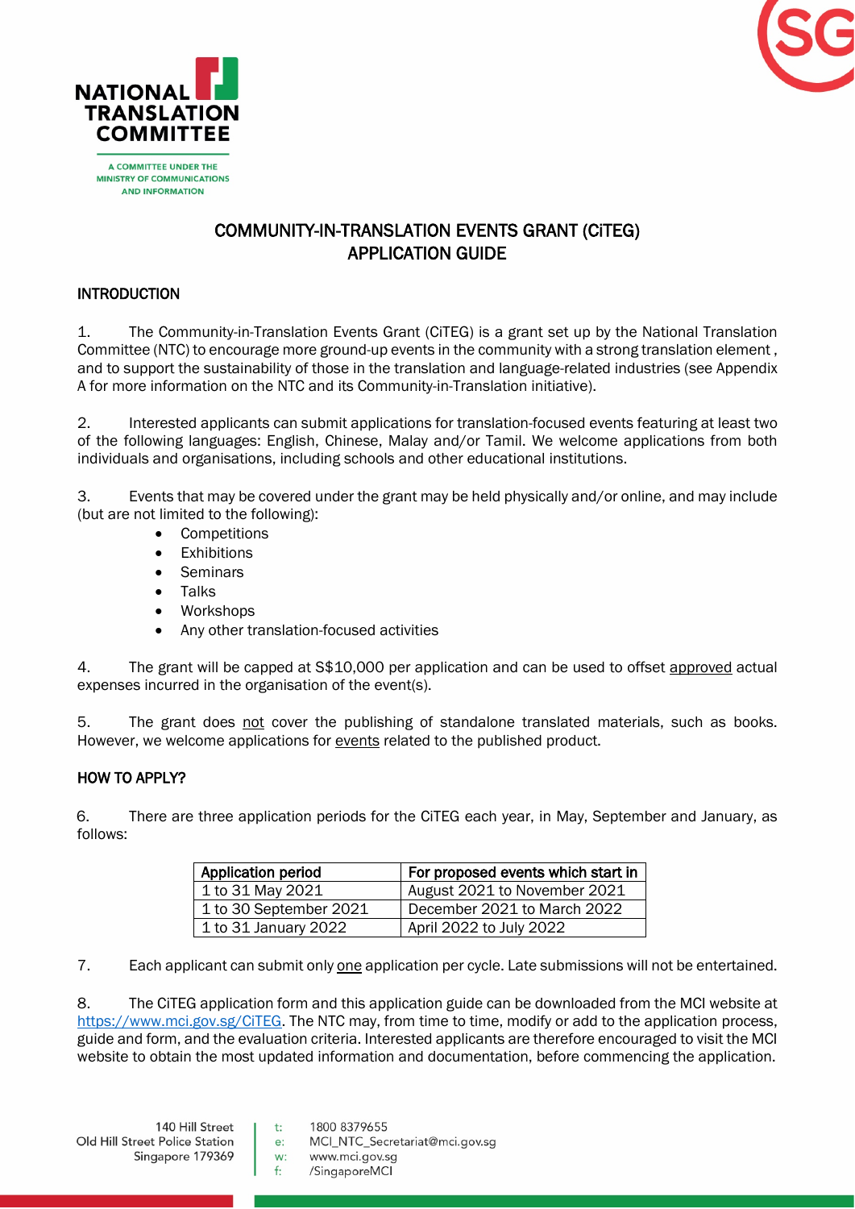NATIONAL TRANSLATION COMMITTEE

A COMMITTEE UNDER THE MINISTRY OF COMMUNICATIONS AND INFORMATION

# COMMUNITY-IN-TRANSLATION EVENTS GRANT (CiTEG) APPLICATION GUIDE

## INTRODUCTION

1. The Community-in-Translation Events Grant (CiTEG) is a grant set up by the National Translation Committee (NTC) to encourage more ground-up events in the community with a strong translation element , and to support the sustainability of those in the translation and language-related industries (see Appendix A for more information on the NTC and its Community-in-Translation initiative).

2. Interested applicants can submit applications for translation-focused events featuring at least two of the following languages: English, Chinese, Malay and/or Tamil. We welcome applications from both individuals and organisations, including schools and other educational institutions.

3. Events that may be covered under the grant may be held physically and/or online, and may include (but are not limited to the following):

- Competitions
- Exhibitions
- Seminars
- Talks
- Workshops
- Any other translation-focused activities

4. The grant will be capped at S$10,000 per application and can be used to offset approved actual expenses incurred in the organisation of the event(s).

5. The grant does not cover the publishing of standalone translated materials, such as books. However, we welcome applications for events related to the published product.

## HOW TO APPLY?

6. There are three application periods for the CiTEG each year, in May, September and January, as follows:

| Application period | For proposed events which start in |
| --- | --- |
| 1 to 31 May 2021 | August 2021 to November 2021 |
| 1 to 30 September 2021 | December 2021 to March 2022 |
| 1 to 31 January 2022 | April 2022 to July 2022 |

7. Each applicant can submit only one application per cycle. Late submissions will not be entertained.

8. The CiTEG application form and this application guide can be downloaded from the MCI website at https://www.mci.gov.sg/CiTEG. The NTC may, from time to time, modify or add to the application process, guide and form, and the evaluation criteria. Interested applicants are therefore encouraged to visit the MCI website to obtain the most updated information and documentation, before commencing the application.

140 Hill Street
Old Hill Street Police Station
Singapore 179369

t: 1800 8379655
e: MCI_NTC_Secretariat@mci.gov.sg
w: www.mci.gov.sg
f: /SingaporeMCI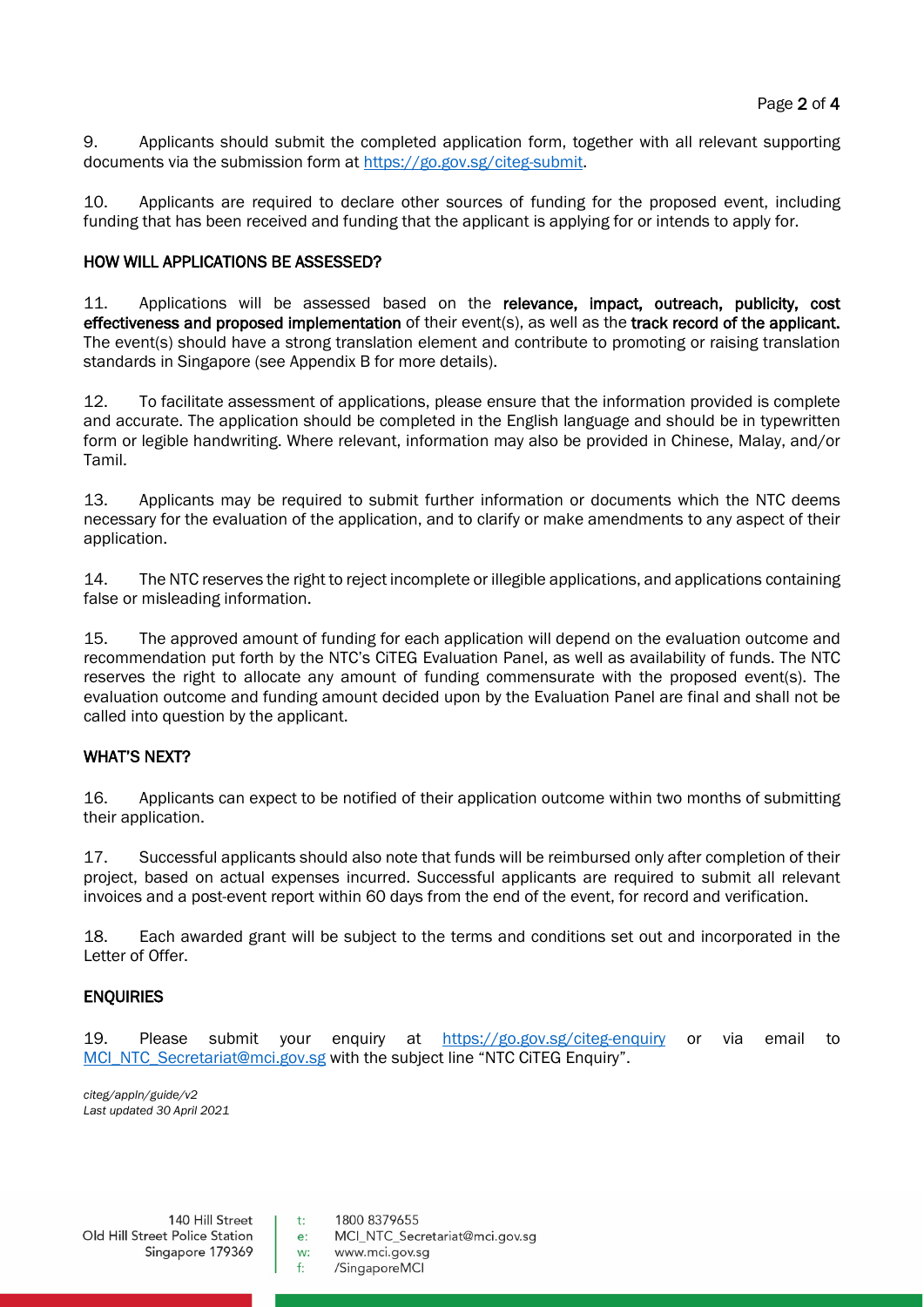9. Applicants should submit the completed application form, together with all relevant supporting documents via the submission form at https://go.gov.sg/citeg-submit.

10. Applicants are required to declare other sources of funding for the proposed event, including funding that has been received and funding that the applicant is applying for or intends to apply for.

## HOW WILL APPLICATIONS BE ASSESSED?

11. Applications will be assessed based on the **relevance, impact, outreach, publicity, cost effectiveness and proposed implementation** of their event(s), as well as the **track record of the applicant.** The event(s) should have a strong translation element and contribute to promoting or raising translation standards in Singapore (see Appendix B for more details).

12. To facilitate assessment of applications, please ensure that the information provided is complete and accurate. The application should be completed in the English language and should be in typewritten form or legible handwriting. Where relevant, information may also be provided in Chinese, Malay, and/or Tamil.

13. Applicants may be required to submit further information or documents which the NTC deems necessary for the evaluation of the application, and to clarify or make amendments to any aspect of their application.

14. The NTC reserves the right to reject incomplete or illegible applications, and applications containing false or misleading information.

15. The approved amount of funding for each application will depend on the evaluation outcome and recommendation put forth by the NTC's CiTEG Evaluation Panel, as well as availability of funds. The NTC reserves the right to allocate any amount of funding commensurate with the proposed event(s). The evaluation outcome and funding amount decided upon by the Evaluation Panel are final and shall not be called into question by the applicant.

## WHAT'S NEXT?

16. Applicants can expect to be notified of their application outcome within two months of submitting their application.

17. Successful applicants should also note that funds will be reimbursed only after completion of their project, based on actual expenses incurred. Successful applicants are required to submit all relevant invoices and a post-event report within 60 days from the end of the event, for record and verification.

18. Each awarded grant will be subject to the terms and conditions set out and incorporated in the Letter of Offer.

## ENQUIRIES

19. Please submit your enquiry at https://go.gov.sg/citeg-enquiry or via email to MCI_NTC_Secretariat@mci.gov.sg with the subject line "NTC CiTEG Enquiry".

*citeg/appln/guide/v2*
*Last updated 30 April 2021*

140 Hill Street
Old Hill Street Police Station
Singapore 179369

t: 1800 8379655
e: MCI_NTC_Secretariat@mci.gov.sg
w: www.mci.gov.sg
f: /SingaporeMCI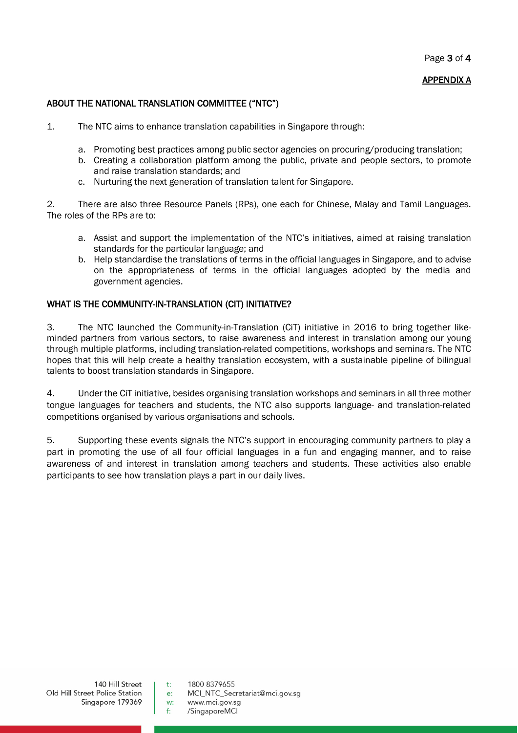**APPENDIX A**

## ABOUT THE NATIONAL TRANSLATION COMMITTEE ("NTC")

1. The NTC aims to enhance translation capabilities in Singapore through:

   a. Promoting best practices among public sector agencies on procuring/producing translation;
   b. Creating a collaboration platform among the public, private and people sectors, to promote and raise translation standards; and
   c. Nurturing the next generation of translation talent for Singapore.

2. There are also three Resource Panels (RPs), one each for Chinese, Malay and Tamil Languages. The roles of the RPs are to:

   a. Assist and support the implementation of the NTC's initiatives, aimed at raising translation standards for the particular language; and
   b. Help standardise the translations of terms in the official languages in Singapore, and to advise on the appropriateness of terms in the official languages adopted by the media and government agencies.

## WHAT IS THE COMMUNITY-IN-TRANSLATION (CIT) INITIATIVE?

3. The NTC launched the Community-in-Translation (CiT) initiative in 2016 to bring together like-minded partners from various sectors, to raise awareness and interest in translation among our young through multiple platforms, including translation-related competitions, workshops and seminars. The NTC hopes that this will help create a healthy translation ecosystem, with a sustainable pipeline of bilingual talents to boost translation standards in Singapore.

4. Under the CiT initiative, besides organising translation workshops and seminars in all three mother tongue languages for teachers and students, the NTC also supports language- and translation-related competitions organised by various organisations and schools.

5. Supporting these events signals the NTC's support in encouraging community partners to play a part in promoting the use of all four official languages in a fun and engaging manner, and to raise awareness of and interest in translation among teachers and students. These activities also enable participants to see how translation plays a part in our daily lives.

140 Hill Street
Old Hill Street Police Station
Singapore 179369

t: 1800 8379655
e: MCI_NTC_Secretariat@mci.gov.sg
w: www.mci.gov.sg
f: /SingaporeMCI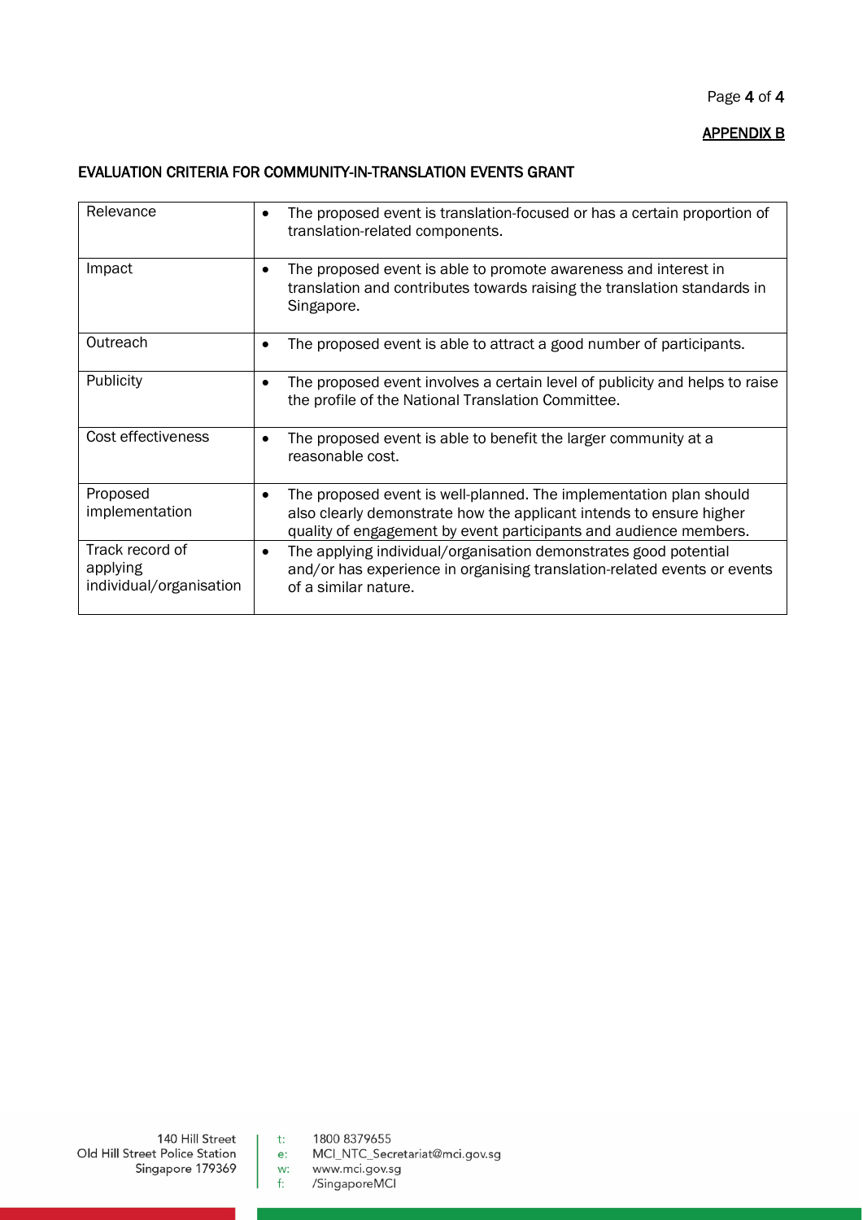APPENDIX B

## EVALUATION CRITERIA FOR COMMUNITY-IN-TRANSLATION EVENTS GRANT

| | |
|---|---|
| Relevance | • The proposed event is translation-focused or has a certain proportion of translation-related components. |
| Impact | • The proposed event is able to promote awareness and interest in translation and contributes towards raising the translation standards in Singapore. |
| Outreach | • The proposed event is able to attract a good number of participants. |
| Publicity | • The proposed event involves a certain level of publicity and helps to raise the profile of the National Translation Committee. |
| Cost effectiveness | • The proposed event is able to benefit the larger community at a reasonable cost. |
| Proposed implementation | • The proposed event is well-planned. The implementation plan should also clearly demonstrate how the applicant intends to ensure higher quality of engagement by event participants and audience members. |
| Track record of applying individual/organisation | • The applying individual/organisation demonstrates good potential and/or has experience in organising translation-related events or events of a similar nature. |

140 Hill Street
Old Hill Street Police Station
Singapore 179369

t: 1800 8379655
e: MCI_NTC_Secretariat@mci.gov.sg
w: www.mci.gov.sg
f: /SingaporeMCI